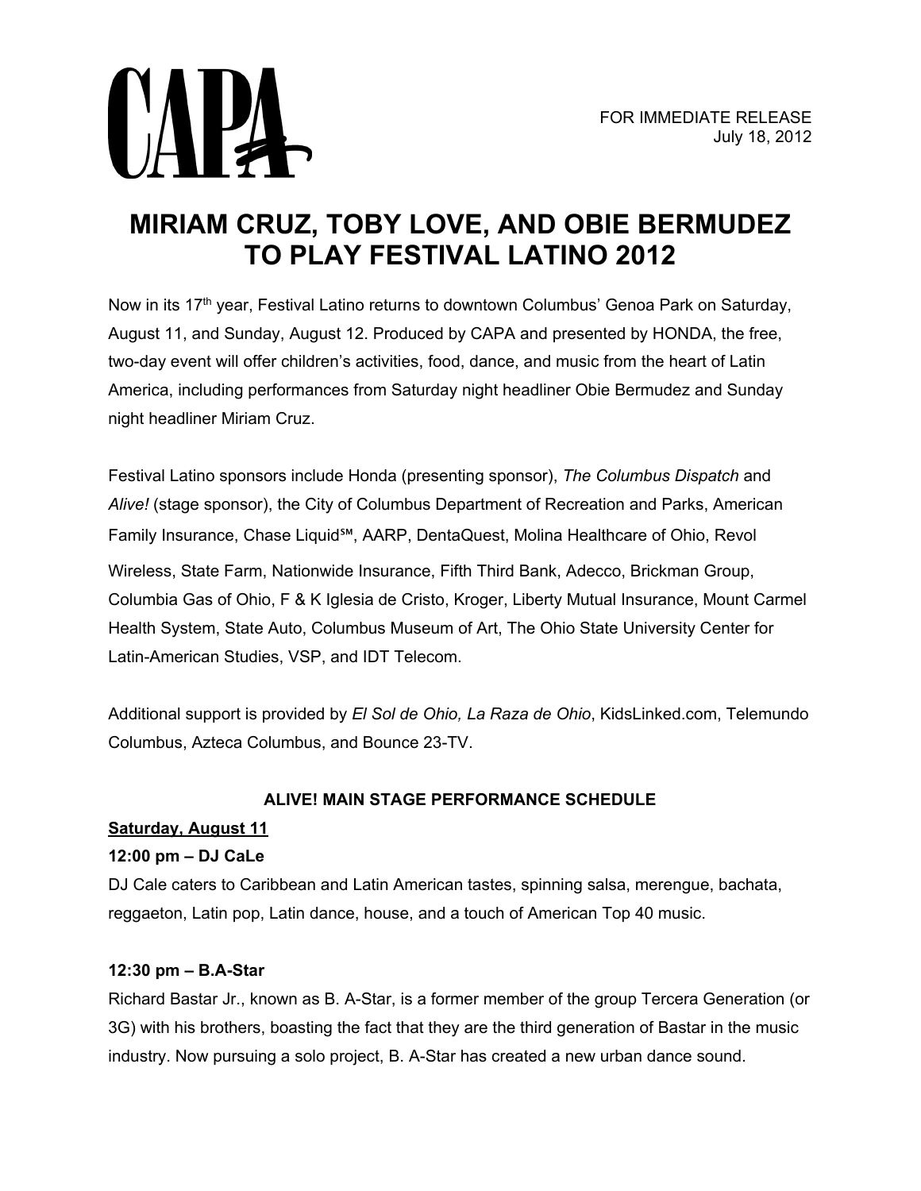CAPA

FOR IMMEDIATE RELEASE
July 18, 2012

# MIRIAM CRUZ, TOBY LOVE, AND OBIE BERMUDEZ TO PLAY FESTIVAL LATINO 2012

Now in its 17th year, Festival Latino returns to downtown Columbus' Genoa Park on Saturday, August 11, and Sunday, August 12. Produced by CAPA and presented by HONDA, the free, two-day event will offer children's activities, food, dance, and music from the heart of Latin America, including performances from Saturday night headliner Obie Bermudez and Sunday night headliner Miriam Cruz.

Festival Latino sponsors include Honda (presenting sponsor), *The Columbus Dispatch* and *Alive!* (stage sponsor), the City of Columbus Department of Recreation and Parks, American Family Insurance, Chase Liquid℠, AARP, DentaQuest, Molina Healthcare of Ohio, Revol Wireless, State Farm, Nationwide Insurance, Fifth Third Bank, Adecco, Brickman Group, Columbia Gas of Ohio, F & K Iglesia de Cristo, Kroger, Liberty Mutual Insurance, Mount Carmel Health System, State Auto, Columbus Museum of Art, The Ohio State University Center for Latin-American Studies, VSP, and IDT Telecom.

Additional support is provided by *El Sol de Ohio, La Raza de Ohio*, KidsLinked.com, Telemundo Columbus, Azteca Columbus, and Bounce 23-TV.

## ALIVE! MAIN STAGE PERFORMANCE SCHEDULE

**Saturday, August 11**

**12:00 pm – DJ CaLe**

DJ Cale caters to Caribbean and Latin American tastes, spinning salsa, merengue, bachata, reggaeton, Latin pop, Latin dance, house, and a touch of American Top 40 music.

**12:30 pm – B.A-Star**

Richard Bastar Jr., known as B. A-Star, is a former member of the group Tercera Generation (or 3G) with his brothers, boasting the fact that they are the third generation of Bastar in the music industry. Now pursuing a solo project, B. A-Star has created a new urban dance sound.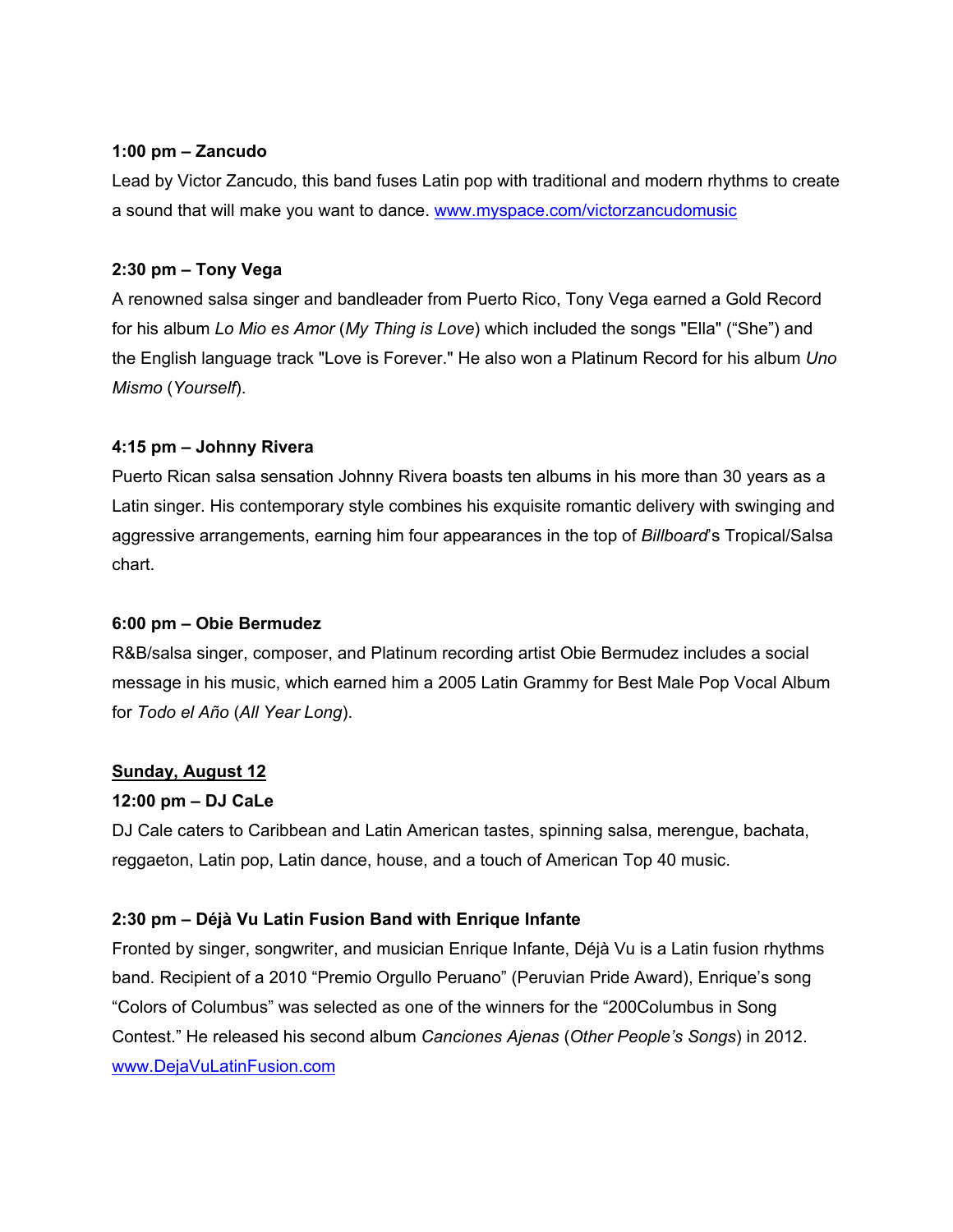**1:00 pm – Zancudo**

Lead by Victor Zancudo, this band fuses Latin pop with traditional and modern rhythms to create a sound that will make you want to dance. [www.myspace.com/victorzancudomusic](http://www.myspace.com/victorzancudomusic)

**2:30 pm – Tony Vega**

A renowned salsa singer and bandleader from Puerto Rico, Tony Vega earned a Gold Record for his album *Lo Mio es Amor* (*My Thing is Love*) which included the songs "Ella" ("She") and the English language track "Love is Forever." He also won a Platinum Record for his album *Uno Mismo* (*Yourself*).

**4:15 pm – Johnny Rivera**

Puerto Rican salsa sensation Johnny Rivera boasts ten albums in his more than 30 years as a Latin singer. His contemporary style combines his exquisite romantic delivery with swinging and aggressive arrangements, earning him four appearances in the top of *Billboard*'s Tropical/Salsa chart.

**6:00 pm – Obie Bermudez**

R&B/salsa singer, composer, and Platinum recording artist Obie Bermudez includes a social message in his music, which earned him a 2005 Latin Grammy for Best Male Pop Vocal Album for *Todo el Año* (*All Year Long*).

**<u>Sunday, August 12</u>**

**12:00 pm – DJ CaLe**

DJ Cale caters to Caribbean and Latin American tastes, spinning salsa, merengue, bachata, reggaeton, Latin pop, Latin dance, house, and a touch of American Top 40 music.

**2:30 pm – Déjà Vu Latin Fusion Band with Enrique Infante**

Fronted by singer, songwriter, and musician Enrique Infante, Déjà Vu is a Latin fusion rhythms band. Recipient of a 2010 "Premio Orgullo Peruano" (Peruvian Pride Award), Enrique's song "Colors of Columbus" was selected as one of the winners for the "200Columbus in Song Contest." He released his second album *Canciones Ajenas* (*Other People's Songs*) in 2012. [www.DejaVuLatinFusion.com](http://www.DejaVuLatinFusion.com)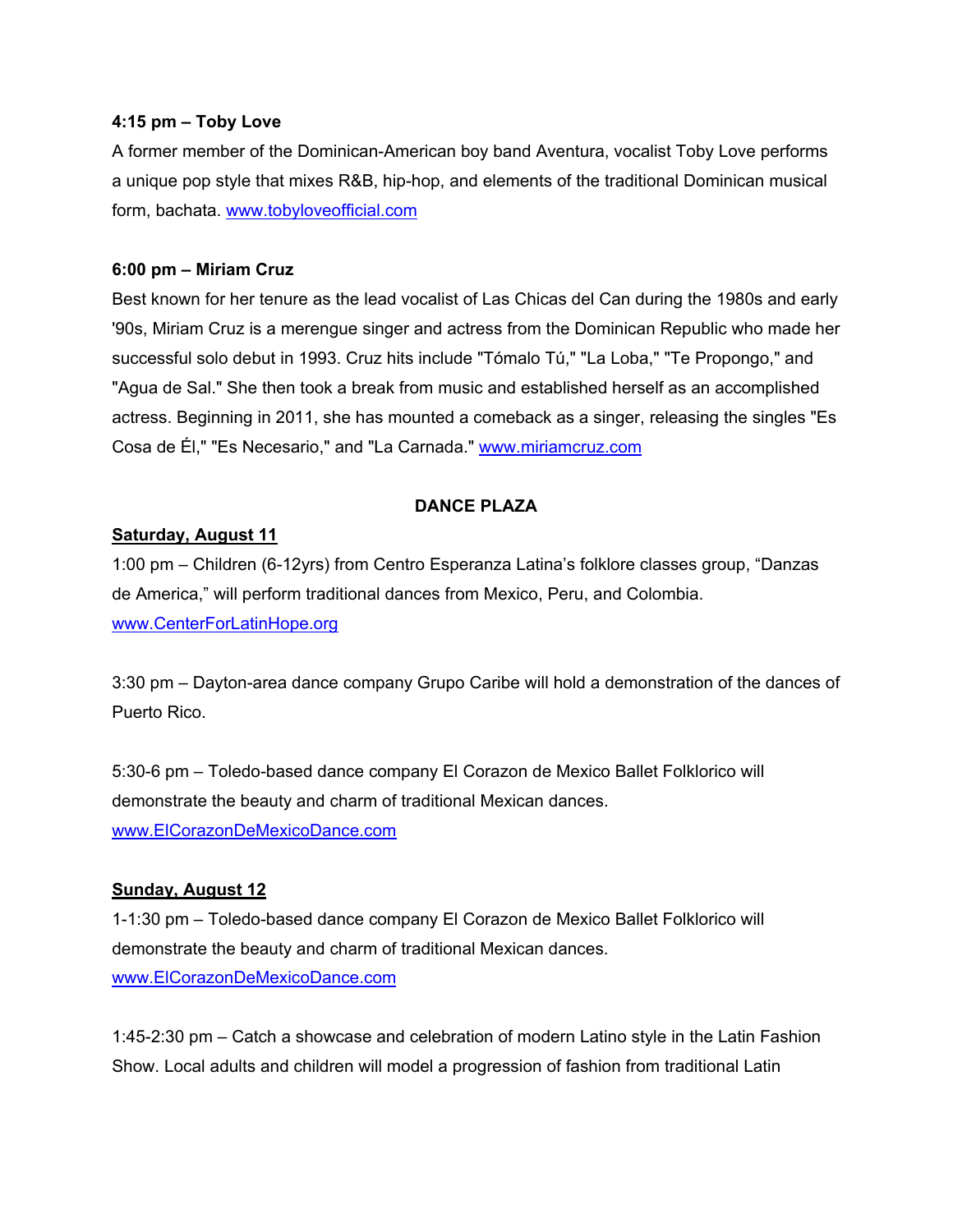**4:15 pm – Toby Love**

A former member of the Dominican-American boy band Aventura, vocalist Toby Love performs a unique pop style that mixes R&B, hip-hop, and elements of the traditional Dominican musical form, bachata. [www.tobyloveofficial.com](http://www.tobyloveofficial.com)

**6:00 pm – Miriam Cruz**

Best known for her tenure as the lead vocalist of Las Chicas del Can during the 1980s and early '90s, Miriam Cruz is a merengue singer and actress from the Dominican Republic who made her successful solo debut in 1993. Cruz hits include "Tómalo Tú," "La Loba," "Te Propongo," and "Agua de Sal." She then took a break from music and established herself as an accomplished actress. Beginning in 2011, she has mounted a comeback as a singer, releasing the singles "Es Cosa de Él," "Es Necesario," and "La Carnada." [www.miriamcruz.com](http://www.miriamcruz.com)

## DANCE PLAZA

**Saturday, August 11**

1:00 pm – Children (6-12yrs) from Centro Esperanza Latina's folklore classes group, "Danzas de America," will perform traditional dances from Mexico, Peru, and Colombia. [www.CenterForLatinHope.org](http://www.CenterForLatinHope.org)

3:30 pm – Dayton-area dance company Grupo Caribe will hold a demonstration of the dances of Puerto Rico.

5:30-6 pm – Toledo-based dance company El Corazon de Mexico Ballet Folklorico will demonstrate the beauty and charm of traditional Mexican dances. [www.ElCorazonDeMexicoDance.com](http://www.ElCorazonDeMexicoDance.com)

**Sunday, August 12**

1-1:30 pm – Toledo-based dance company El Corazon de Mexico Ballet Folklorico will demonstrate the beauty and charm of traditional Mexican dances. [www.ElCorazonDeMexicoDance.com](http://www.ElCorazonDeMexicoDance.com)

1:45-2:30 pm – Catch a showcase and celebration of modern Latino style in the Latin Fashion Show. Local adults and children will model a progression of fashion from traditional Latin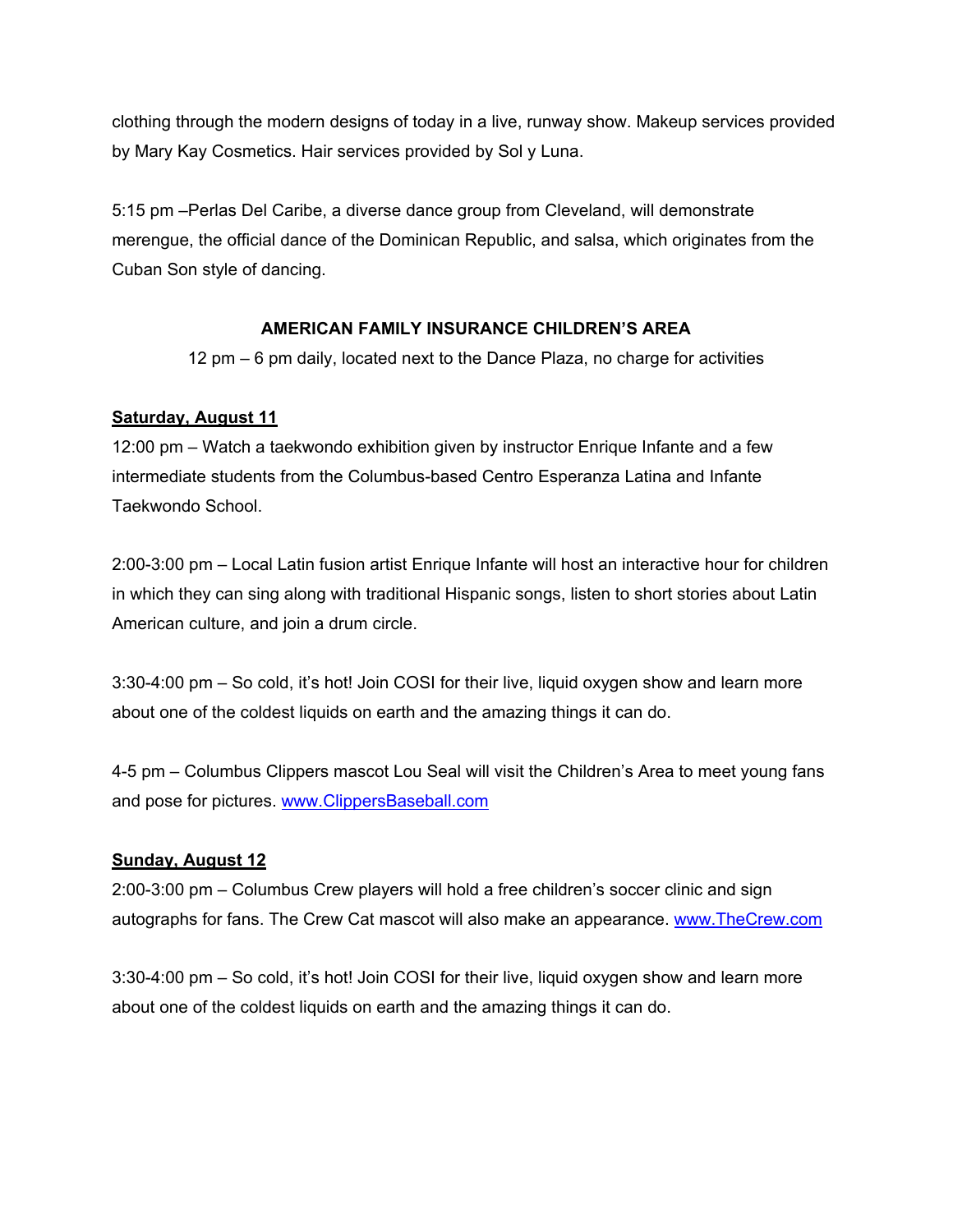clothing through the modern designs of today in a live, runway show. Makeup services provided by Mary Kay Cosmetics. Hair services provided by Sol y Luna.

5:15 pm –Perlas Del Caribe, a diverse dance group from Cleveland, will demonstrate merengue, the official dance of the Dominican Republic, and salsa, which originates from the Cuban Son style of dancing.

## AMERICAN FAMILY INSURANCE CHILDREN'S AREA

12 pm – 6 pm daily, located next to the Dance Plaza, no charge for activities

**Saturday, August 11**

12:00 pm – Watch a taekwondo exhibition given by instructor Enrique Infante and a few intermediate students from the Columbus-based Centro Esperanza Latina and Infante Taekwondo School.

2:00-3:00 pm – Local Latin fusion artist Enrique Infante will host an interactive hour for children in which they can sing along with traditional Hispanic songs, listen to short stories about Latin American culture, and join a drum circle.

3:30-4:00 pm – So cold, it's hot! Join COSI for their live, liquid oxygen show and learn more about one of the coldest liquids on earth and the amazing things it can do.

4-5 pm – Columbus Clippers mascot Lou Seal will visit the Children's Area to meet young fans and pose for pictures. www.ClippersBaseball.com

**Sunday, August 12**

2:00-3:00 pm – Columbus Crew players will hold a free children's soccer clinic and sign autographs for fans. The Crew Cat mascot will also make an appearance. www.TheCrew.com

3:30-4:00 pm – So cold, it's hot! Join COSI for their live, liquid oxygen show and learn more about one of the coldest liquids on earth and the amazing things it can do.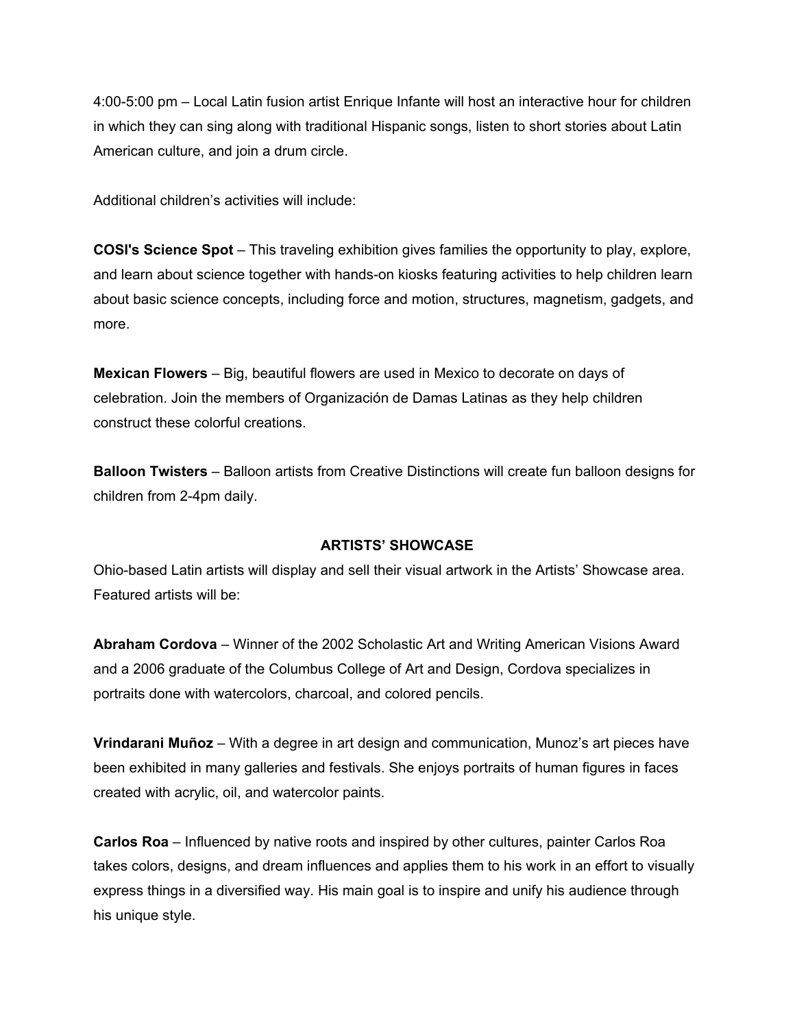4:00-5:00 pm – Local Latin fusion artist Enrique Infante will host an interactive hour for children in which they can sing along with traditional Hispanic songs, listen to short stories about Latin American culture, and join a drum circle.

Additional children's activities will include:

**COSI's Science Spot** – This traveling exhibition gives families the opportunity to play, explore, and learn about science together with hands-on kiosks featuring activities to help children learn about basic science concepts, including force and motion, structures, magnetism, gadgets, and more.

**Mexican Flowers** – Big, beautiful flowers are used in Mexico to decorate on days of celebration. Join the members of Organización de Damas Latinas as they help children construct these colorful creations.

**Balloon Twisters** – Balloon artists from Creative Distinctions will create fun balloon designs for children from 2-4pm daily.

## ARTISTS' SHOWCASE

Ohio-based Latin artists will display and sell their visual artwork in the Artists' Showcase area. Featured artists will be:

**Abraham Cordova** – Winner of the 2002 Scholastic Art and Writing American Visions Award and a 2006 graduate of the Columbus College of Art and Design, Cordova specializes in portraits done with watercolors, charcoal, and colored pencils.

**Vrindarani Muñoz** – With a degree in art design and communication, Munoz's art pieces have been exhibited in many galleries and festivals. She enjoys portraits of human figures in faces created with acrylic, oil, and watercolor paints.

**Carlos Roa** – Influenced by native roots and inspired by other cultures, painter Carlos Roa takes colors, designs, and dream influences and applies them to his work in an effort to visually express things in a diversified way. His main goal is to inspire and unify his audience through his unique style.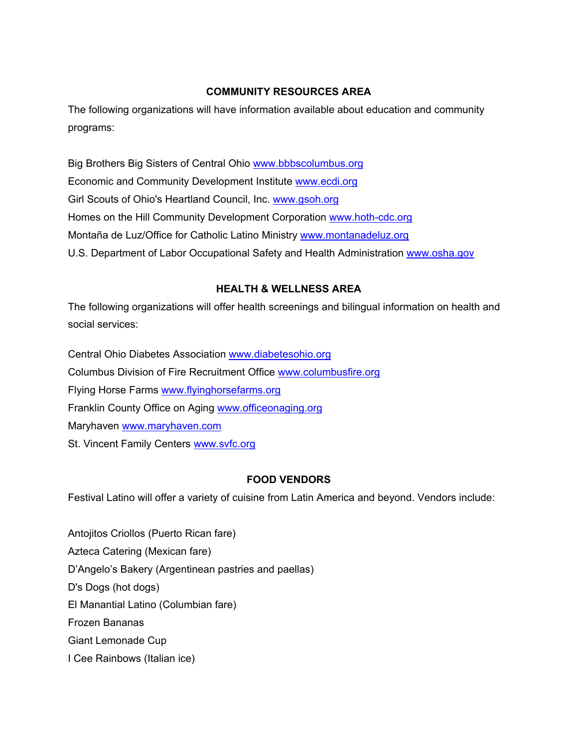## COMMUNITY RESOURCES AREA

The following organizations will have information available about education and community programs:

Big Brothers Big Sisters of Central Ohio www.bbbscolumbus.org
Economic and Community Development Institute www.ecdi.org
Girl Scouts of Ohio's Heartland Council, Inc. www.gsoh.org
Homes on the Hill Community Development Corporation www.hoth-cdc.org
Montaña de Luz/Office for Catholic Latino Ministry www.montanadeluz.org
U.S. Department of Labor Occupational Safety and Health Administration www.osha.gov

## HEALTH & WELLNESS AREA

The following organizations will offer health screenings and bilingual information on health and social services:

Central Ohio Diabetes Association www.diabetesohio.org
Columbus Division of Fire Recruitment Office www.columbusfire.org
Flying Horse Farms www.flyinghorsefarms.org
Franklin County Office on Aging www.officeonaging.org
Maryhaven www.maryhaven.com
St. Vincent Family Centers www.svfc.org

## FOOD VENDORS

Festival Latino will offer a variety of cuisine from Latin America and beyond. Vendors include:

Antojitos Criollos (Puerto Rican fare)
Azteca Catering (Mexican fare)
D'Angelo's Bakery (Argentinean pastries and paellas)
D's Dogs (hot dogs)
El Manantial Latino (Columbian fare)
Frozen Bananas
Giant Lemonade Cup
I Cee Rainbows (Italian ice)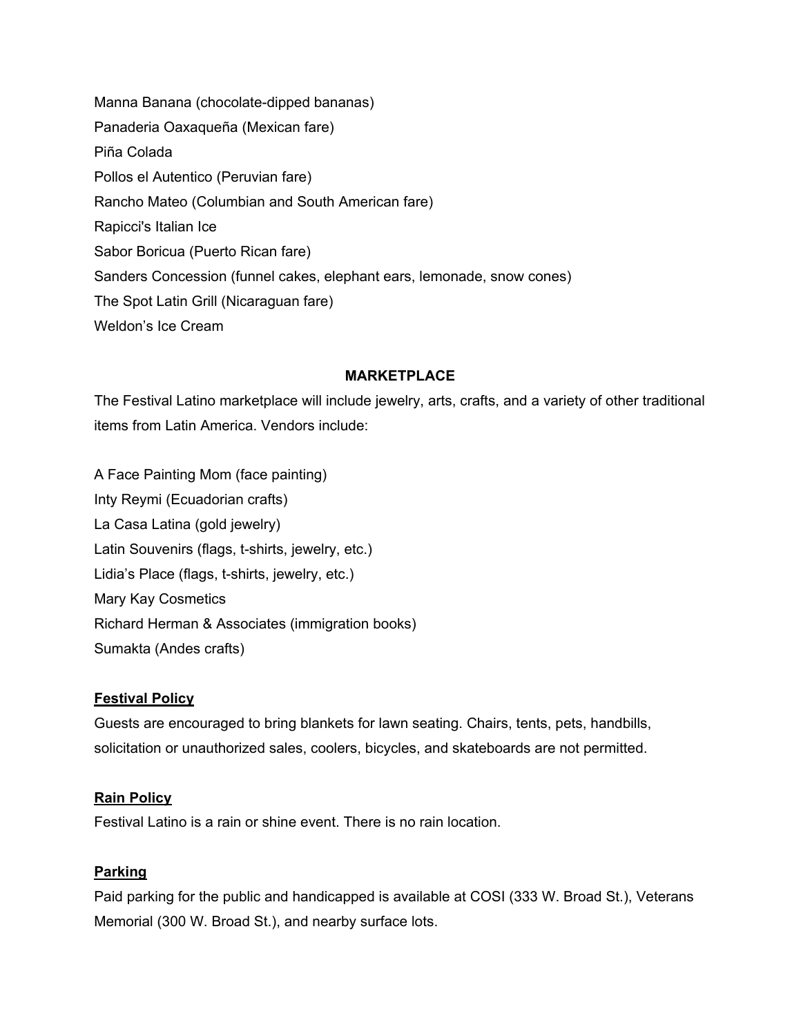Manna Banana (chocolate-dipped bananas)

Panaderia Oaxaqueña (Mexican fare)

Piña Colada

Pollos el Autentico (Peruvian fare)

Rancho Mateo (Columbian and South American fare)

Rapicci's Italian Ice

Sabor Boricua (Puerto Rican fare)

Sanders Concession (funnel cakes, elephant ears, lemonade, snow cones)

The Spot Latin Grill (Nicaraguan fare)

Weldon's Ice Cream

## MARKETPLACE

The Festival Latino marketplace will include jewelry, arts, crafts, and a variety of other traditional items from Latin America. Vendors include:

A Face Painting Mom (face painting)

Inty Reymi (Ecuadorian crafts)

La Casa Latina (gold jewelry)

Latin Souvenirs (flags, t-shirts, jewelry, etc.)

Lidia's Place (flags, t-shirts, jewelry, etc.)

Mary Kay Cosmetics

Richard Herman & Associates (immigration books)

Sumakta (Andes crafts)

### Festival Policy

Guests are encouraged to bring blankets for lawn seating. Chairs, tents, pets, handbills, solicitation or unauthorized sales, coolers, bicycles, and skateboards are not permitted.

### Rain Policy

Festival Latino is a rain or shine event. There is no rain location.

### Parking

Paid parking for the public and handicapped is available at COSI (333 W. Broad St.), Veterans Memorial (300 W. Broad St.), and nearby surface lots.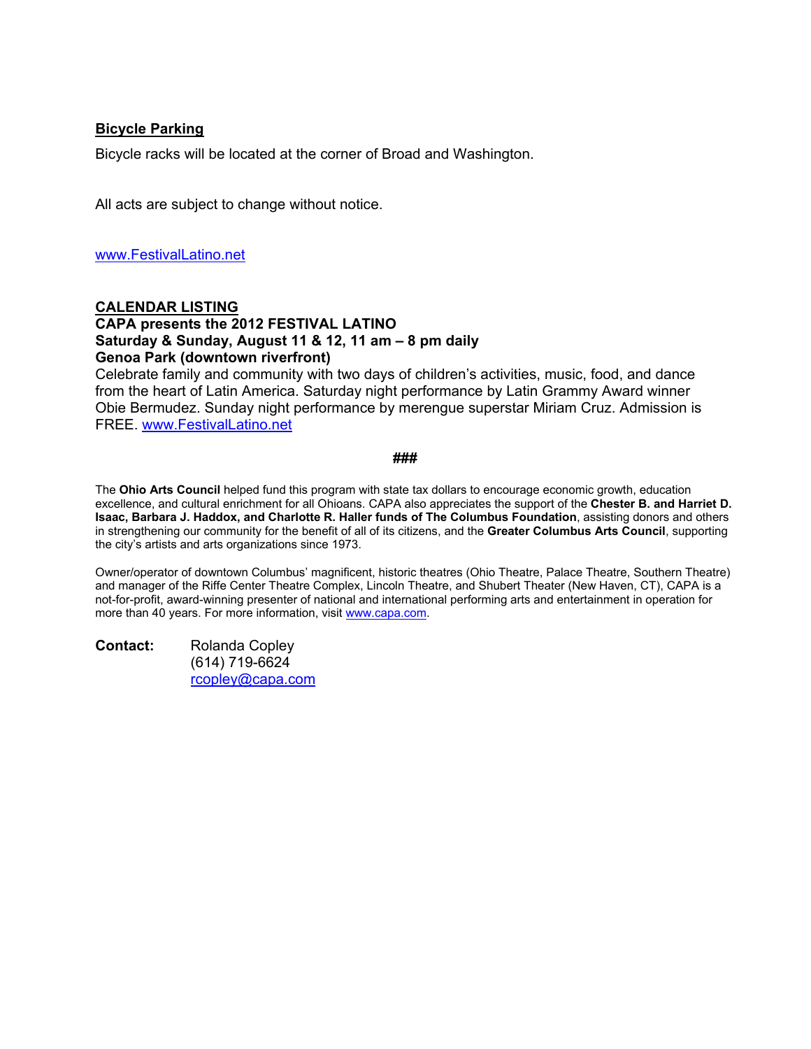**Bicycle Parking**

Bicycle racks will be located at the corner of Broad and Washington.

All acts are subject to change without notice.

www.FestivalLatino.net

**CALENDAR LISTING**

**CAPA presents the 2012 FESTIVAL LATINO**
**Saturday & Sunday, August 11 & 12, 11 am – 8 pm daily**
**Genoa Park (downtown riverfront)**

Celebrate family and community with two days of children's activities, music, food, and dance from the heart of Latin America. Saturday night performance by Latin Grammy Award winner Obie Bermudez. Sunday night performance by merengue superstar Miriam Cruz. Admission is FREE. www.FestivalLatino.net

###

The **Ohio Arts Council** helped fund this program with state tax dollars to encourage economic growth, education excellence, and cultural enrichment for all Ohioans. CAPA also appreciates the support of the **Chester B. and Harriet D. Isaac, Barbara J. Haddox, and Charlotte R. Haller funds of The Columbus Foundation**, assisting donors and others in strengthening our community for the benefit of all of its citizens, and the **Greater Columbus Arts Council**, supporting the city's artists and arts organizations since 1973.

Owner/operator of downtown Columbus' magnificent, historic theatres (Ohio Theatre, Palace Theatre, Southern Theatre) and manager of the Riffe Center Theatre Complex, Lincoln Theatre, and Shubert Theater (New Haven, CT), CAPA is a not-for-profit, award-winning presenter of national and international performing arts and entertainment in operation for more than 40 years. For more information, visit www.capa.com.

**Contact:** Rolanda Copley
(614) 719-6624
rcopley@capa.com